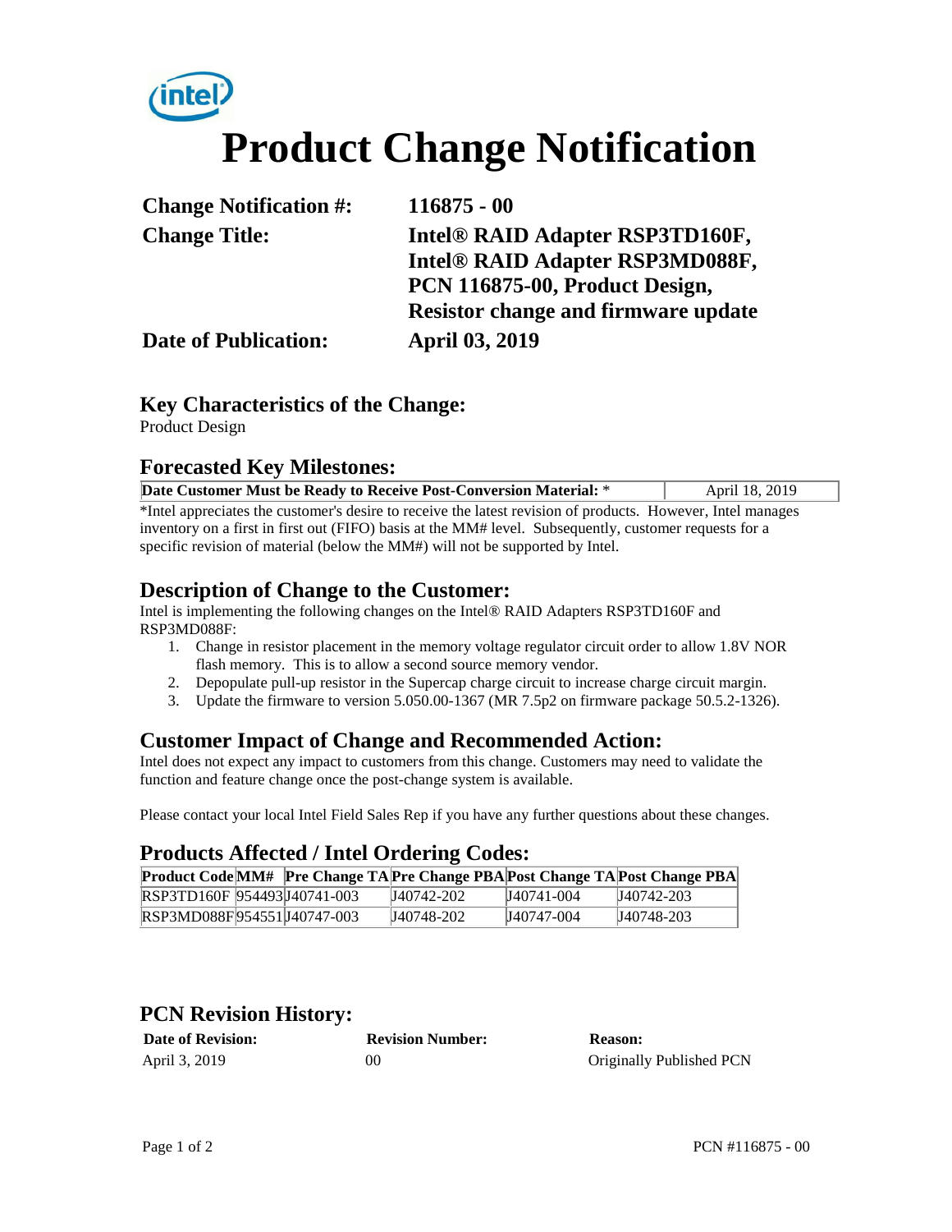intel

# Product Change Notification

**Change Notification #:** 116875 - 00

**Change Title:** Intel® RAID Adapter RSP3TD160F, Intel® RAID Adapter RSP3MD088F, PCN 116875-00, Product Design, Resistor change and firmware update

**Date of Publication:** April 03, 2019

## Key Characteristics of the Change:

Product Design

## Forecasted Key Milestones:

| Date Customer Must be Ready to Receive Post-Conversion Material: * | April 18, 2019 |
|---|---|

*Intel appreciates the customer's desire to receive the latest revision of products. However, Intel manages inventory on a first in first out (FIFO) basis at the MM# level. Subsequently, customer requests for a specific revision of material (below the MM#) will not be supported by Intel.

## Description of Change to the Customer:

Intel is implementing the following changes on the Intel® RAID Adapters RSP3TD160F and RSP3MD088F:

1. Change in resistor placement in the memory voltage regulator circuit order to allow 1.8V NOR flash memory. This is to allow a second source memory vendor.
2. Depopulate pull-up resistor in the Supercap charge circuit to increase charge circuit margin.
3. Update the firmware to version 5.050.00-1367 (MR 7.5p2 on firmware package 50.5.2-1326).

## Customer Impact of Change and Recommended Action:

Intel does not expect any impact to customers from this change. Customers may need to validate the function and feature change once the post-change system is available.

Please contact your local Intel Field Sales Rep if you have any further questions about these changes.

## Products Affected / Intel Ordering Codes:

| Product Code | MM# | Pre Change TA | Pre Change PBA | Post Change TA | Post Change PBA |
|---|---|---|---|---|---|
| RSP3TD160F | 954493 | J40741-003 | J40742-202 | J40741-004 | J40742-203 |
| RSP3MD088F | 954551 | J40747-003 | J40748-202 | J40747-004 | J40748-203 |

## PCN Revision History:

| Date of Revision: | Revision Number: | Reason: |
|---|---|---|
| April 3, 2019 | 00 | Originally Published PCN |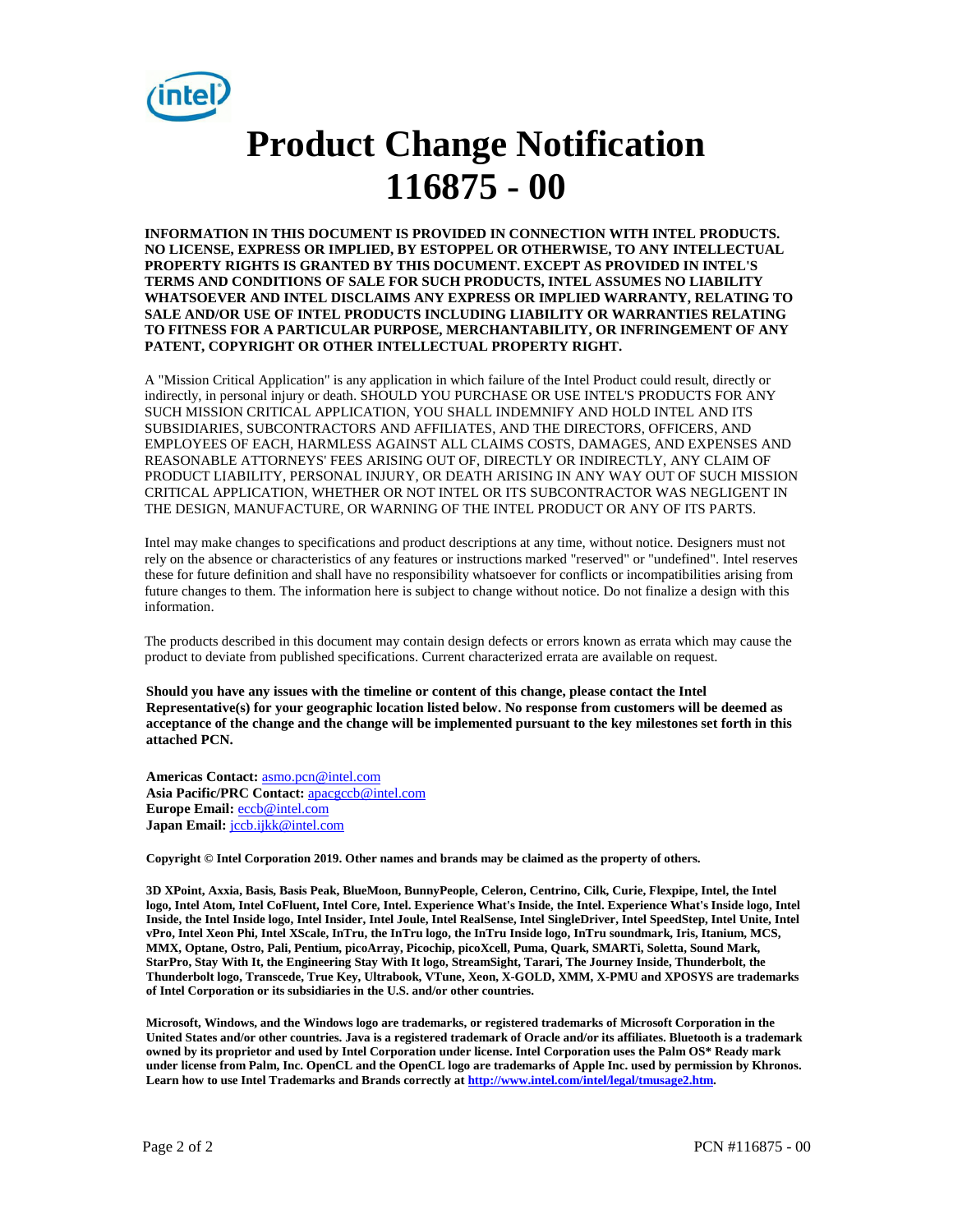# Product Change Notification 116875 - 00

**INFORMATION IN THIS DOCUMENT IS PROVIDED IN CONNECTION WITH INTEL PRODUCTS. NO LICENSE, EXPRESS OR IMPLIED, BY ESTOPPEL OR OTHERWISE, TO ANY INTELLECTUAL PROPERTY RIGHTS IS GRANTED BY THIS DOCUMENT. EXCEPT AS PROVIDED IN INTEL'S TERMS AND CONDITIONS OF SALE FOR SUCH PRODUCTS, INTEL ASSUMES NO LIABILITY WHATSOEVER AND INTEL DISCLAIMS ANY EXPRESS OR IMPLIED WARRANTY, RELATING TO SALE AND/OR USE OF INTEL PRODUCTS INCLUDING LIABILITY OR WARRANTIES RELATING TO FITNESS FOR A PARTICULAR PURPOSE, MERCHANTABILITY, OR INFRINGEMENT OF ANY PATENT, COPYRIGHT OR OTHER INTELLECTUAL PROPERTY RIGHT.**

A "Mission Critical Application" is any application in which failure of the Intel Product could result, directly or indirectly, in personal injury or death. SHOULD YOU PURCHASE OR USE INTEL'S PRODUCTS FOR ANY SUCH MISSION CRITICAL APPLICATION, YOU SHALL INDEMNIFY AND HOLD INTEL AND ITS SUBSIDIARIES, SUBCONTRACTORS AND AFFILIATES, AND THE DIRECTORS, OFFICERS, AND EMPLOYEES OF EACH, HARMLESS AGAINST ALL CLAIMS COSTS, DAMAGES, AND EXPENSES AND REASONABLE ATTORNEYS' FEES ARISING OUT OF, DIRECTLY OR INDIRECTLY, ANY CLAIM OF PRODUCT LIABILITY, PERSONAL INJURY, OR DEATH ARISING IN ANY WAY OUT OF SUCH MISSION CRITICAL APPLICATION, WHETHER OR NOT INTEL OR ITS SUBCONTRACTOR WAS NEGLIGENT IN THE DESIGN, MANUFACTURE, OR WARNING OF THE INTEL PRODUCT OR ANY OF ITS PARTS.

Intel may make changes to specifications and product descriptions at any time, without notice. Designers must not rely on the absence or characteristics of any features or instructions marked "reserved" or "undefined". Intel reserves these for future definition and shall have no responsibility whatsoever for conflicts or incompatibilities arising from future changes to them. The information here is subject to change without notice. Do not finalize a design with this information.

The products described in this document may contain design defects or errors known as errata which may cause the product to deviate from published specifications. Current characterized errata are available on request.

**Should you have any issues with the timeline or content of this change, please contact the Intel Representative(s) for your geographic location listed below. No response from customers will be deemed as acceptance of the change and the change will be implemented pursuant to the key milestones set forth in this attached PCN.**

**Americas Contact:** asmo.pcn@intel.com
**Asia Pacific/PRC Contact:** apacgccb@intel.com
**Europe Email:** eccb@intel.com
**Japan Email:** jccb.ijkk@intel.com

**Copyright © Intel Corporation 2019. Other names and brands may be claimed as the property of others.**

**3D XPoint, Axxia, Basis, Basis Peak, BlueMoon, BunnyPeople, Celeron, Centrino, Cilk, Curie, Flexpipe, Intel, the Intel logo, Intel Atom, Intel CoFluent, Intel Core, Intel. Experience What's Inside, the Intel. Experience What's Inside logo, Intel Inside, the Intel Inside logo, Intel Insider, Intel Joule, Intel RealSense, Intel SingleDriver, Intel SpeedStep, Intel Unite, Intel vPro, Intel Xeon Phi, Intel XScale, InTru, the InTru logo, the InTru Inside logo, InTru soundmark, Iris, Itanium, MCS, MMX, Optane, Ostro, Pali, Pentium, picoArray, Picochip, picoXcell, Puma, Quark, SMARTi, Soletta, Sound Mark, StarPro, Stay With It, the Engineering Stay With It logo, StreamSight, Tarari, The Journey Inside, Thunderbolt, the Thunderbolt logo, Transcede, True Key, Ultrabook, VTune, Xeon, X-GOLD, XMM, X-PMU and XPOSYS are trademarks of Intel Corporation or its subsidiaries in the U.S. and/or other countries.**

**Microsoft, Windows, and the Windows logo are trademarks, or registered trademarks of Microsoft Corporation in the United States and/or other countries. Java is a registered trademark of Oracle and/or its affiliates. Bluetooth is a trademark owned by its proprietor and used by Intel Corporation under license. Intel Corporation uses the Palm OS* Ready mark under license from Palm, Inc. OpenCL and the OpenCL logo are trademarks of Apple Inc. used by permission by Khronos. Learn how to use Intel Trademarks and Brands correctly at http://www.intel.com/intel/legal/tmusage2.htm.**